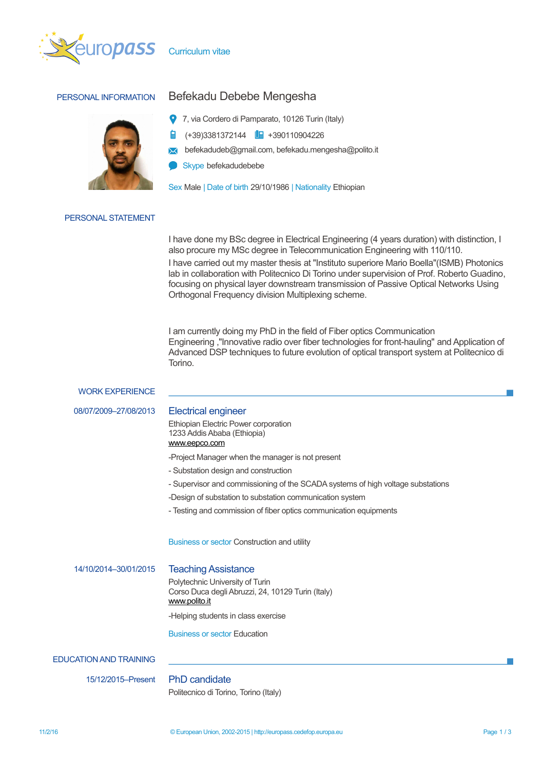Curriculum vitae

## PERSONAL INFORMATION

# Befekadu Debebe Mengesha

7, via Cordero di Pamparato, 10126 Turin (Italy)

(+39)3381372144 +390110904226

befekadudeb@gmail.com, befekadu.mengesha@polito.it

Skype befekadudebebe

Sex Male | Date of birth 29/10/1986 | Nationality Ethiopian

## PERSONAL STATEMENT

I have done my BSc degree in Electrical Engineering (4 years duration) with distinction, I also procure my MSc degree in Telecommunication Engineering with 110/110.

I have carried out my master thesis at "Instituto superiore Mario Boella"(ISMB) Photonics lab in collaboration with Politecnico Di Torino under supervision of Prof. Roberto Guadino, focusing on physical layer downstream transmission of Passive Optical Networks Using Orthogonal Frequency division Multiplexing scheme.

I am currently doing my PhD in the field of Fiber optics Communication Engineering ,"Innovative radio over fiber technologies for front-hauling" and Application of Advanced DSP techniques to future evolution of optical transport system at Politecnico di Torino.

## WORK EXPERIENCE

08/07/2009–27/08/2013

### Electrical engineer

Ethiopian Electric Power corporation
1233 Addis Ababa (Ethiopia)
www.eepco.com

-Project Manager when the manager is not present

- Substation design and construction

- Supervisor and commissioning of the SCADA systems of high voltage substations

-Design of substation to substation communication system

- Testing and commission of fiber optics communication equipments

Business or sector Construction and utility

14/10/2014–30/01/2015

### Teaching Assistance

Polytechnic University of Turin
Corso Duca degli Abruzzi, 24, 10129 Turin (Italy)
www.polito.it

-Helping students in class exercise

Business or sector Education

## EDUCATION AND TRAINING

15/12/2015–Present

### PhD candidate

Politecnico di Torino, Torino (Italy)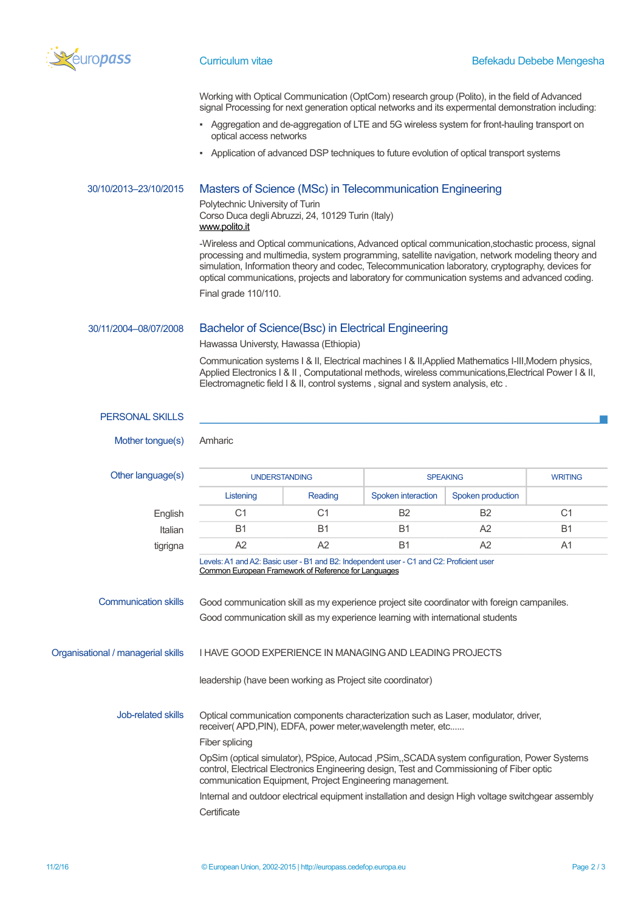Working with Optical Communication (OptCom) research group (Polito), in the field of Advanced signal Processing for next generation optical networks and its expermental demonstration including:

- Aggregation and de-aggregation of LTE and 5G wireless system for front-hauling transport on optical access networks
- Application of advanced DSP techniques to future evolution of optical transport systems

30/10/2013–23/10/2015

### Masters of Science (MSc) in Telecommunication Engineering

Polytechnic University of Turin
Corso Duca degli Abruzzi, 24, 10129 Turin (Italy)
www.polito.it

-Wireless and Optical communications, Advanced optical communication,stochastic process, signal processing and multimedia, system programming, satellite navigation, network modeling theory and simulation, Information theory and codec, Telecommunication laboratory, cryptography, devices for optical communications, projects and laboratory for communication systems and advanced coding.

Final grade 110/110.

30/11/2004–08/07/2008

### Bachelor of Science(Bsc) in Electrical Engineering

Hawassa Universty, Hawassa (Ethiopia)

Communication systems I & II, Electrical machines I & II,Applied Mathematics I-III,Modern physics, Applied Electronics I & II , Computational methods, wireless communications,Electrical Power I & II, Electromagnetic field I & II, control systems , signal and system analysis, etc .

## PERSONAL SKILLS

**Mother tongue(s)**

Amharic

**Other language(s)**

| | UNDERSTANDING | | SPEAKING | | WRITING |
|---|---|---|---|---|---|
| | Listening | Reading | Spoken interaction | Spoken production | |
| English | C1 | C1 | B2 | B2 | C1 |
| Italian | B1 | B1 | B1 | A2 | B1 |
| tigrigna | A2 | A2 | B1 | A2 | A1 |

Levels: A1 and A2: Basic user - B1 and B2: Independent user - C1 and C2: Proficient user
Common European Framework of Reference for Languages

**Communication skills**

Good communication skill as my experience project site coordinator with foreign campaniles.

Good communication skill as my experience learning with international students

**Organisational / managerial skills**

I HAVE GOOD EXPERIENCE IN MANAGING AND LEADING PROJECTS

leadership (have been working as Project site coordinator)

**Job-related skills**

Optical communication components characterization such as Laser, modulator, driver, receiver( APD,PIN), EDFA, power meter,wavelength meter, etc......

Fiber splicing

OpSim (optical simulator), PSpice, Autocad ,PSim,,SCADA system configuration, Power Systems control, Electrical Electronics Engineering design, Test and Commissioning of Fiber optic communication Equipment, Project Engineering management.

Internal and outdoor electrical equipment installation and design High voltage switchgear assembly

Certificate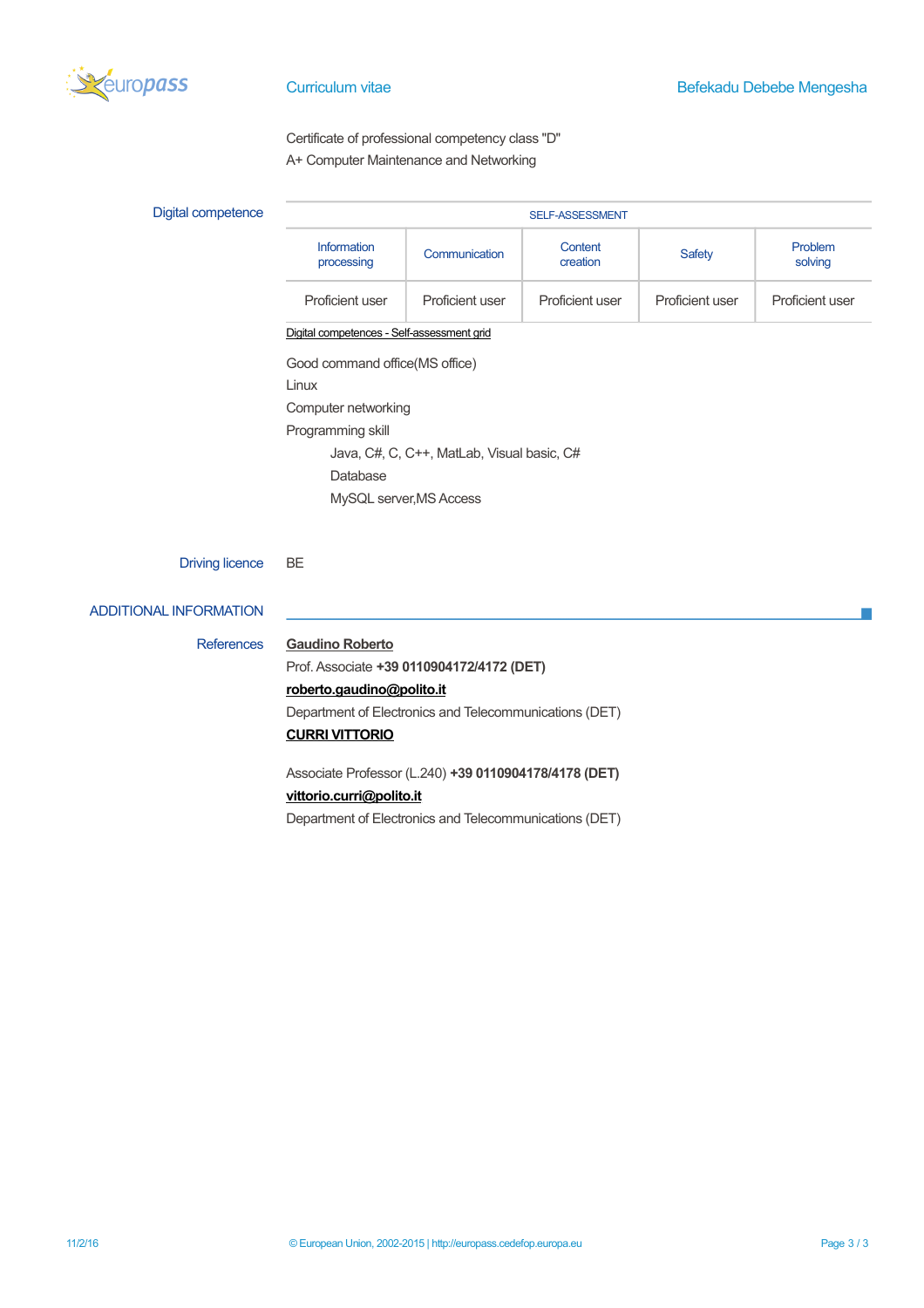Certificate of professional competency class "D"
A+ Computer Maintenance and Networking

## Digital competence

| SELF-ASSESSMENT | | | | |
|---|---|---|---|---|
| Information processing | Communication | Content creation | Safety | Problem solving |
| Proficient user | Proficient user | Proficient user | Proficient user | Proficient user |

Digital competences - Self-assessment grid

Good command office(MS office)
Linux
Computer networking
Programming skill

- Java, C#, C, C++, MatLab, Visual basic, C#
- Database
- MySQL server,MS Access

## Driving licence

BE

# ADDITIONAL INFORMATION

## References

**Gaudino Roberto**
Prof. Associate **+39 0110904172/4172 (DET)**
**roberto.gaudino@polito.it**
Department of Electronics and Telecommunications (DET)

**CURRI VITTORIO**

Associate Professor (L.240) **+39 0110904178/4178 (DET)**
**vittorio.curri@polito.it**
Department of Electronics and Telecommunications (DET)